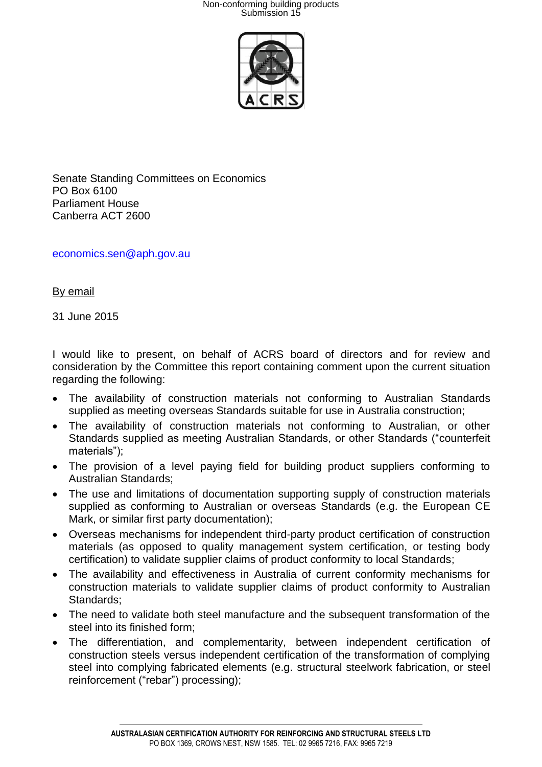Senate Standing Committees on Economics
PO Box 6100
Parliament House
Canberra ACT 2600

economics.sen@aph.gov.au

By email

31 June 2015

I would like to present, on behalf of ACRS board of directors and for review and consideration by the Committee this report containing comment upon the current situation regarding the following:

- The availability of construction materials not conforming to Australian Standards supplied as meeting overseas Standards suitable for use in Australia construction;
- The availability of construction materials not conforming to Australian, or other Standards supplied as meeting Australian Standards, or other Standards ("counterfeit materials");
- The provision of a level paying field for building product suppliers conforming to Australian Standards;
- The use and limitations of documentation supporting supply of construction materials supplied as conforming to Australian or overseas Standards (e.g. the European CE Mark, or similar first party documentation);
- Overseas mechanisms for independent third-party product certification of construction materials (as opposed to quality management system certification, or testing body certification) to validate supplier claims of product conformity to local Standards;
- The availability and effectiveness in Australia of current conformity mechanisms for construction materials to validate supplier claims of product conformity to Australian Standards;
- The need to validate both steel manufacture and the subsequent transformation of the steel into its finished form;
- The differentiation, and complementarity, between independent certification of construction steels versus independent certification of the transformation of complying steel into complying fabricated elements (e.g. structural steelwork fabrication, or steel reinforcement ("rebar") processing);

**AUSTRALASIAN CERTIFICATION AUTHORITY FOR REINFORCING AND STRUCTURAL STEELS LTD**
PO BOX 1369, CROWS NEST, NSW 1585. TEL: 02 9965 7216, FAX: 9965 7219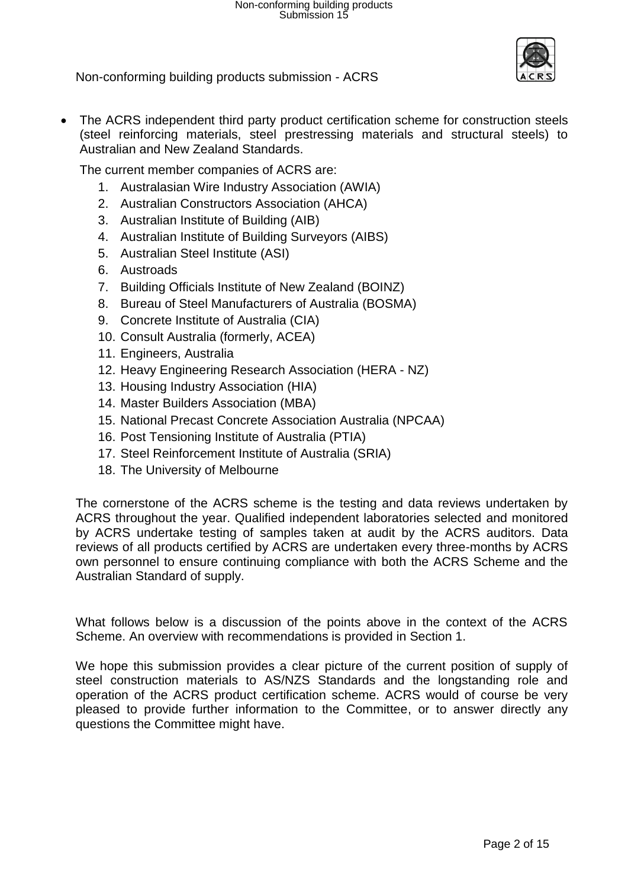Non-conforming building products submission - ACRS

- The ACRS independent third party product certification scheme for construction steels (steel reinforcing materials, steel prestressing materials and structural steels) to Australian and New Zealand Standards.

  The current member companies of ACRS are:

  1. Australasian Wire Industry Association (AWIA)
  2. Australian Constructors Association (AHCA)
  3. Australian Institute of Building (AIB)
  4. Australian Institute of Building Surveyors (AIBS)
  5. Australian Steel Institute (ASI)
  6. Austroads
  7. Building Officials Institute of New Zealand (BOINZ)
  8. Bureau of Steel Manufacturers of Australia (BOSMA)
  9. Concrete Institute of Australia (CIA)
  10. Consult Australia (formerly, ACEA)
  11. Engineers, Australia
  12. Heavy Engineering Research Association (HERA - NZ)
  13. Housing Industry Association (HIA)
  14. Master Builders Association (MBA)
  15. National Precast Concrete Association Australia (NPCAA)
  16. Post Tensioning Institute of Australia (PTIA)
  17. Steel Reinforcement Institute of Australia (SRIA)
  18. The University of Melbourne

The cornerstone of the ACRS scheme is the testing and data reviews undertaken by ACRS throughout the year. Qualified independent laboratories selected and monitored by ACRS undertake testing of samples taken at audit by the ACRS auditors. Data reviews of all products certified by ACRS are undertaken every three-months by ACRS own personnel to ensure continuing compliance with both the ACRS Scheme and the Australian Standard of supply.

What follows below is a discussion of the points above in the context of the ACRS Scheme. An overview with recommendations is provided in Section 1.

We hope this submission provides a clear picture of the current position of supply of steel construction materials to AS/NZS Standards and the longstanding role and operation of the ACRS product certification scheme. ACRS would of course be very pleased to provide further information to the Committee, or to answer directly any questions the Committee might have.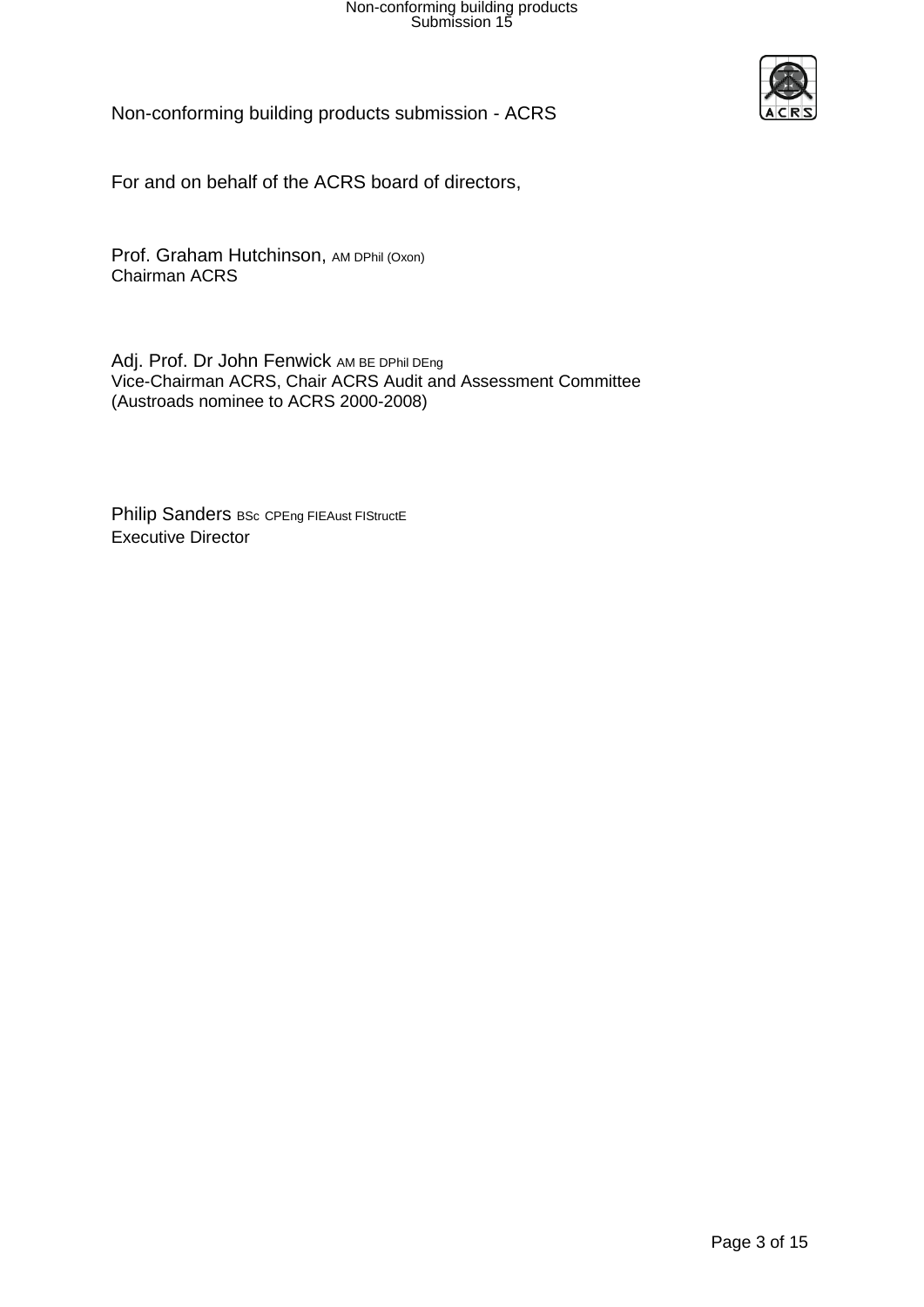Non-conforming building products submission - ACRS

For and on behalf of the ACRS board of directors,

Prof. Graham Hutchinson, AM DPhil (Oxon)
Chairman ACRS

Adj. Prof. Dr John Fenwick AM BE DPhil DEng
Vice-Chairman ACRS, Chair ACRS Audit and Assessment Committee
(Austroads nominee to ACRS 2000-2008)

Philip Sanders BSc CPEng FIEAust FIStructE
Executive Director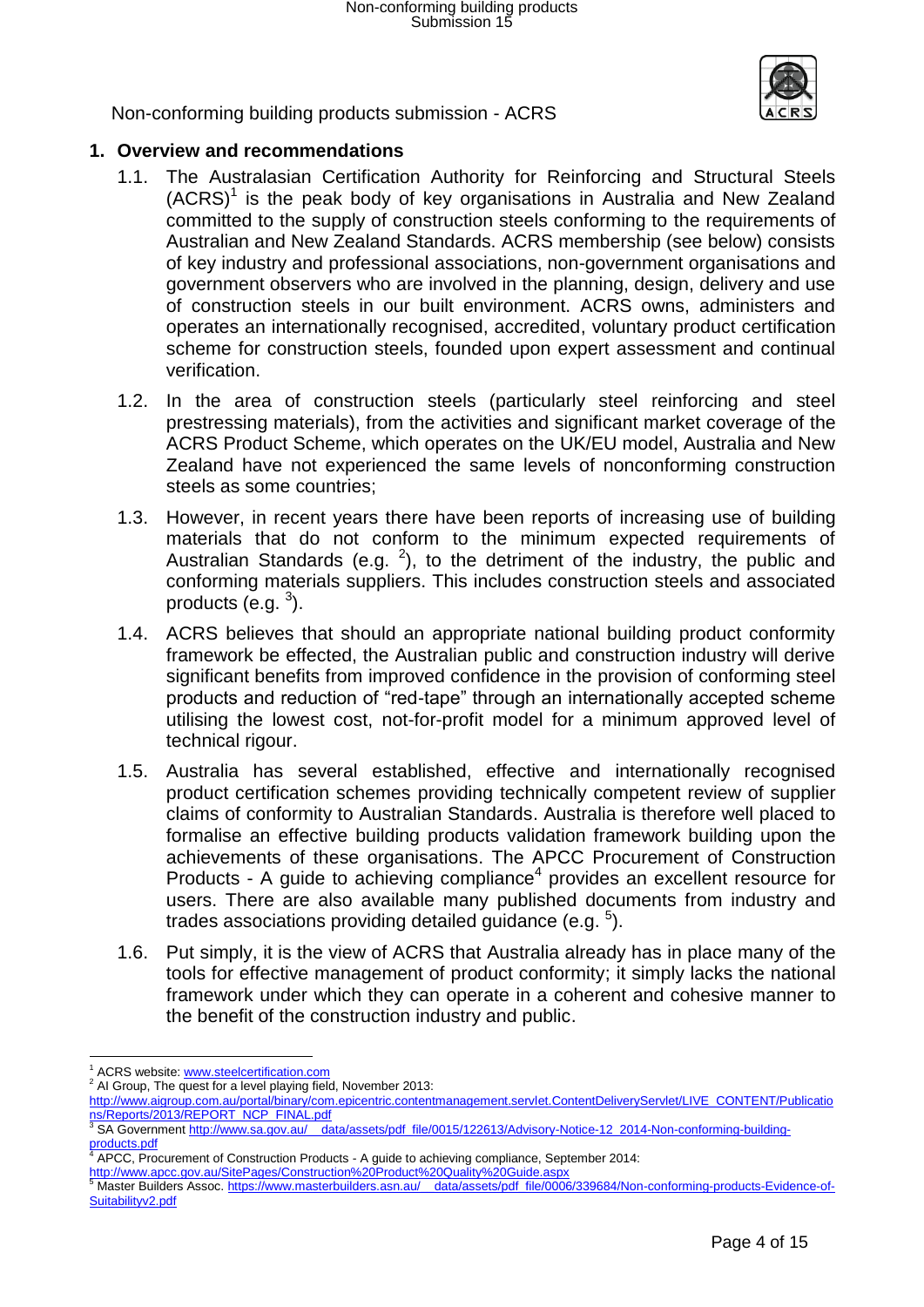Non-conforming building products submission - ACRS

## 1. Overview and recommendations

1.1. The Australasian Certification Authority for Reinforcing and Structural Steels (ACRS)[1] is the peak body of key organisations in Australia and New Zealand committed to the supply of construction steels conforming to the requirements of Australian and New Zealand Standards. ACRS membership (see below) consists of key industry and professional associations, non-government organisations and government observers who are involved in the planning, design, delivery and use of construction steels in our built environment. ACRS owns, administers and operates an internationally recognised, accredited, voluntary product certification scheme for construction steels, founded upon expert assessment and continual verification.

1.2. In the area of construction steels (particularly steel reinforcing and steel prestressing materials), from the activities and significant market coverage of the ACRS Product Scheme, which operates on the UK/EU model, Australia and New Zealand have not experienced the same levels of nonconforming construction steels as some countries;

1.3. However, in recent years there have been reports of increasing use of building materials that do not conform to the minimum expected requirements of Australian Standards (e.g. [2]), to the detriment of the industry, the public and conforming materials suppliers. This includes construction steels and associated products (e.g. [3]).

1.4. ACRS believes that should an appropriate national building product conformity framework be effected, the Australian public and construction industry will derive significant benefits from improved confidence in the provision of conforming steel products and reduction of "red-tape" through an internationally accepted scheme utilising the lowest cost, not-for-profit model for a minimum approved level of technical rigour.

1.5. Australia has several established, effective and internationally recognised product certification schemes providing technically competent review of supplier claims of conformity to Australian Standards. Australia is therefore well placed to formalise an effective building products validation framework building upon the achievements of these organisations. The APCC Procurement of Construction Products - A guide to achieving compliance[4] provides an excellent resource for users. There are also available many published documents from industry and trades associations providing detailed guidance (e.g. [5]).

1.6. Put simply, it is the view of ACRS that Australia already has in place many of the tools for effective management of product conformity; it simply lacks the national framework under which they can operate in a coherent and cohesive manner to the benefit of the construction industry and public.

---

[1] ACRS website: www.steelcertification.com

[2] AI Group, The quest for a level playing field, November 2013: http://www.aigroup.com.au/portal/binary/com.epicentric.contentmanagement.servlet.ContentDeliveryServlet/LIVE_CONTENT/Publications/Reports/2013/REPORT_NCP_FINAL.pdf

[3] SA Government http://www.sa.gov.au/__data/assets/pdf_file/0015/122613/Advisory-Notice-12_2014-Non-conforming-building-products.pdf

[4] APCC, Procurement of Construction Products - A guide to achieving compliance, September 2014: http://www.apcc.gov.au/SitePages/Construction%20Product%20Quality%20Guide.aspx

[5] Master Builders Assoc. https://www.masterbuilders.asn.au/__data/assets/pdf_file/0006/339684/Non-conforming-products-Evidence-of-Suitabilityv2.pdf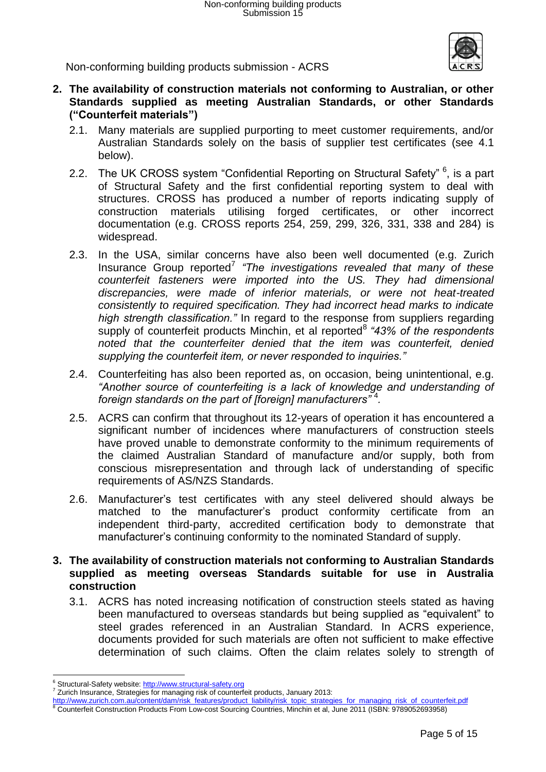## 2. The availability of construction materials not conforming to Australian, or other Standards supplied as meeting Australian Standards, or other Standards ("Counterfeit materials")

2.1. Many materials are supplied purporting to meet customer requirements, and/or Australian Standards solely on the basis of supplier test certificates (see 4.1 below).

2.2. The UK CROSS system "Confidential Reporting on Structural Safety" [6], is a part of Structural Safety and the first confidential reporting system to deal with structures. CROSS has produced a number of reports indicating supply of construction materials utilising forged certificates, or other incorrect documentation (e.g. CROSS reports 254, 259, 299, 326, 331, 338 and 284) is widespread.

2.3. In the USA, similar concerns have also been well documented (e.g. Zurich Insurance Group reported[7] *"The investigations revealed that many of these counterfeit fasteners were imported into the US. They had dimensional discrepancies, were made of inferior materials, or were not heat-treated consistently to required specification. They had incorrect head marks to indicate high strength classification."* In regard to the response from suppliers regarding supply of counterfeit products Minchin, et al reported[8] *"43% of the respondents noted that the counterfeiter denied that the item was counterfeit, denied supplying the counterfeit item, or never responded to inquiries."*

2.4. Counterfeiting has also been reported as, on occasion, being unintentional, e.g. *"Another source of counterfeiting is a lack of knowledge and understanding of foreign standards on the part of [foreign] manufacturers"* [4].

2.5. ACRS can confirm that throughout its 12-years of operation it has encountered a significant number of incidences where manufacturers of construction steels have proved unable to demonstrate conformity to the minimum requirements of the claimed Australian Standard of manufacture and/or supply, both from conscious misrepresentation and through lack of understanding of specific requirements of AS/NZS Standards.

2.6. Manufacturer's test certificates with any steel delivered should always be matched to the manufacturer's product conformity certificate from an independent third-party, accredited certification body to demonstrate that manufacturer's continuing conformity to the nominated Standard of supply.

## 3. The availability of construction materials not conforming to Australian Standards supplied as meeting overseas Standards suitable for use in Australia construction

3.1. ACRS has noted increasing notification of construction steels stated as having been manufactured to overseas standards but being supplied as "equivalent" to steel grades referenced in an Australian Standard. In ACRS experience, documents provided for such materials are often not sufficient to make effective determination of such claims. Often the claim relates solely to strength of

---

[6] Structural-Safety website: http://www.structural-safety.org

[7] Zurich Insurance, Strategies for managing risk of counterfeit products, January 2013: http://www.zurich.com.au/content/dam/risk_features/product_liability/risk_topic_strategies_for_managing_risk_of_counterfeit.pdf

[8] Counterfeit Construction Products From Low-cost Sourcing Countries, Minchin et al, June 2011 (ISBN: 9789052693958)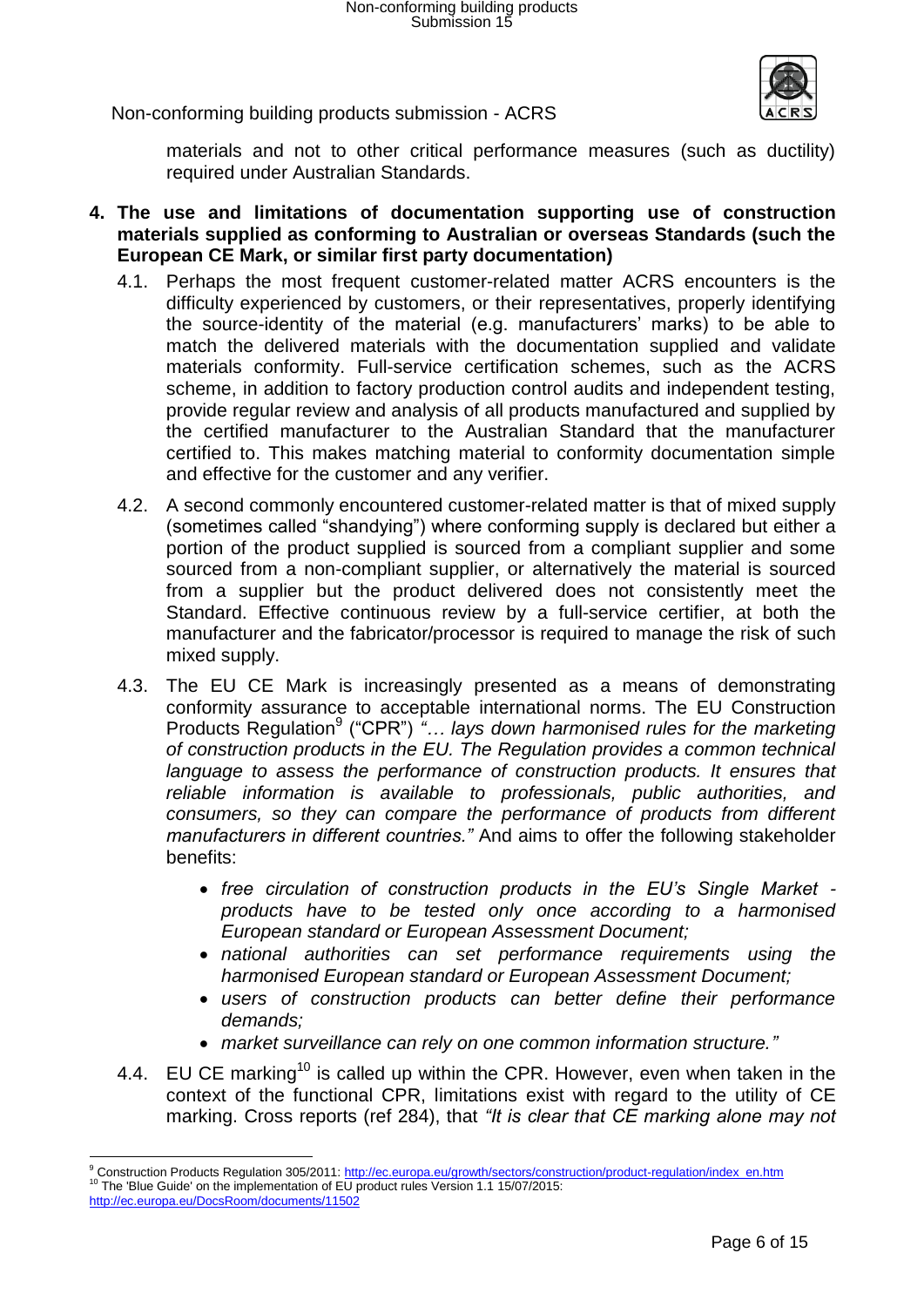materials and not to other critical performance measures (such as ductility) required under Australian Standards.

**4. The use and limitations of documentation supporting use of construction materials supplied as conforming to Australian or overseas Standards (such the European CE Mark, or similar first party documentation)**

4.1. Perhaps the most frequent customer-related matter ACRS encounters is the difficulty experienced by customers, or their representatives, properly identifying the source-identity of the material (e.g. manufacturers' marks) to be able to match the delivered materials with the documentation supplied and validate materials conformity. Full-service certification schemes, such as the ACRS scheme, in addition to factory production control audits and independent testing, provide regular review and analysis of all products manufactured and supplied by the certified manufacturer to the Australian Standard that the manufacturer certified to. This makes matching material to conformity documentation simple and effective for the customer and any verifier.

4.2. A second commonly encountered customer-related matter is that of mixed supply (sometimes called "shandying") where conforming supply is declared but either a portion of the product supplied is sourced from a compliant supplier and some sourced from a non-compliant supplier, or alternatively the material is sourced from a supplier but the product delivered does not consistently meet the Standard. Effective continuous review by a full-service certifier, at both the manufacturer and the fabricator/processor is required to manage the risk of such mixed supply.

4.3. The EU CE Mark is increasingly presented as a means of demonstrating conformity assurance to acceptable international norms. The EU Construction Products Regulation[9] ("CPR") *"… lays down harmonised rules for the marketing of construction products in the EU. The Regulation provides a common technical language to assess the performance of construction products. It ensures that reliable information is available to professionals, public authorities, and consumers, so they can compare the performance of products from different manufacturers in different countries."* And aims to offer the following stakeholder benefits:

- *free circulation of construction products in the EU's Single Market - products have to be tested only once according to a harmonised European standard or European Assessment Document;*
- *national authorities can set performance requirements using the harmonised European standard or European Assessment Document;*
- *users of construction products can better define their performance demands;*
- *market surveillance can rely on one common information structure."*

4.4. EU CE marking[10] is called up within the CPR. However, even when taken in the context of the functional CPR, limitations exist with regard to the utility of CE marking. Cross reports (ref 284), that *"It is clear that CE marking alone may not*

---

[9] Construction Products Regulation 305/2011: http://ec.europa.eu/growth/sectors/construction/product-regulation/index_en.htm

[10] The 'Blue Guide' on the implementation of EU product rules Version 1.1 15/07/2015: http://ec.europa.eu/DocsRoom/documents/11502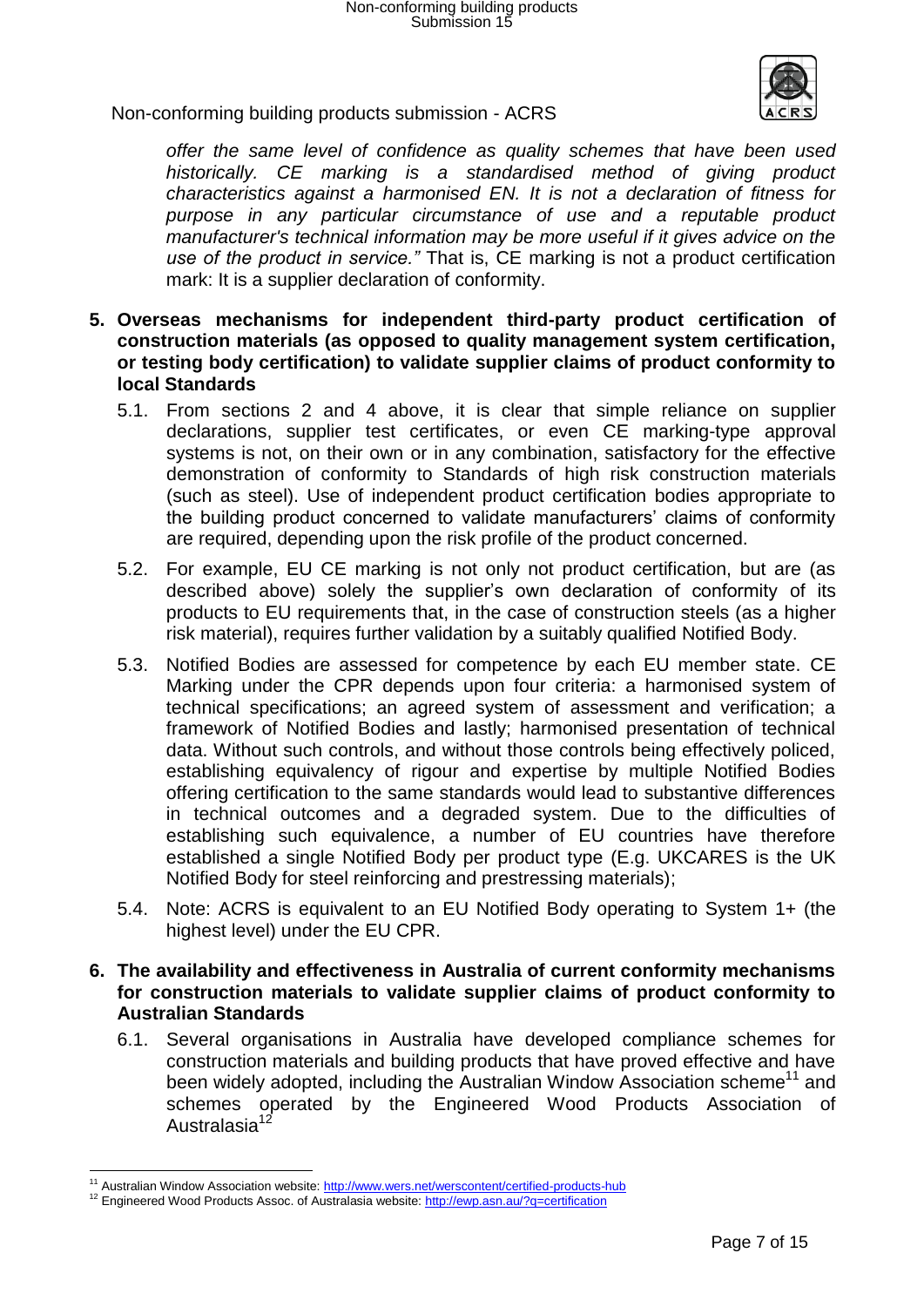*offer the same level of confidence as quality schemes that have been used historically. CE marking is a standardised method of giving product characteristics against a harmonised EN. It is not a declaration of fitness for purpose in any particular circumstance of use and a reputable product manufacturer's technical information may be more useful if it gives advice on the use of the product in service."* That is, CE marking is not a product certification mark: It is a supplier declaration of conformity.

**5. Overseas mechanisms for independent third-party product certification of construction materials (as opposed to quality management system certification, or testing body certification) to validate supplier claims of product conformity to local Standards**

5.1. From sections 2 and 4 above, it is clear that simple reliance on supplier declarations, supplier test certificates, or even CE marking-type approval systems is not, on their own or in any combination, satisfactory for the effective demonstration of conformity to Standards of high risk construction materials (such as steel). Use of independent product certification bodies appropriate to the building product concerned to validate manufacturers' claims of conformity are required, depending upon the risk profile of the product concerned.

5.2. For example, EU CE marking is not only not product certification, but are (as described above) solely the supplier's own declaration of conformity of its products to EU requirements that, in the case of construction steels (as a higher risk material), requires further validation by a suitably qualified Notified Body.

5.3. Notified Bodies are assessed for competence by each EU member state. CE Marking under the CPR depends upon four criteria: a harmonised system of technical specifications; an agreed system of assessment and verification; a framework of Notified Bodies and lastly; harmonised presentation of technical data. Without such controls, and without those controls being effectively policed, establishing equivalency of rigour and expertise by multiple Notified Bodies offering certification to the same standards would lead to substantive differences in technical outcomes and a degraded system. Due to the difficulties of establishing such equivalence, a number of EU countries have therefore established a single Notified Body per product type (E.g. UKCARES is the UK Notified Body for steel reinforcing and prestressing materials);

5.4. Note: ACRS is equivalent to an EU Notified Body operating to System 1+ (the highest level) under the EU CPR.

**6. The availability and effectiveness in Australia of current conformity mechanisms for construction materials to validate supplier claims of product conformity to Australian Standards**

6.1. Several organisations in Australia have developed compliance schemes for construction materials and building products that have proved effective and have been widely adopted, including the Australian Window Association scheme[11] and schemes operated by the Engineered Wood Products Association of Australasia[12]

---

[11] Australian Window Association website: http://www.wers.net/werscontent/certified-products-hub

[12] Engineered Wood Products Assoc. of Australasia website: http://ewp.asn.au/?q=certification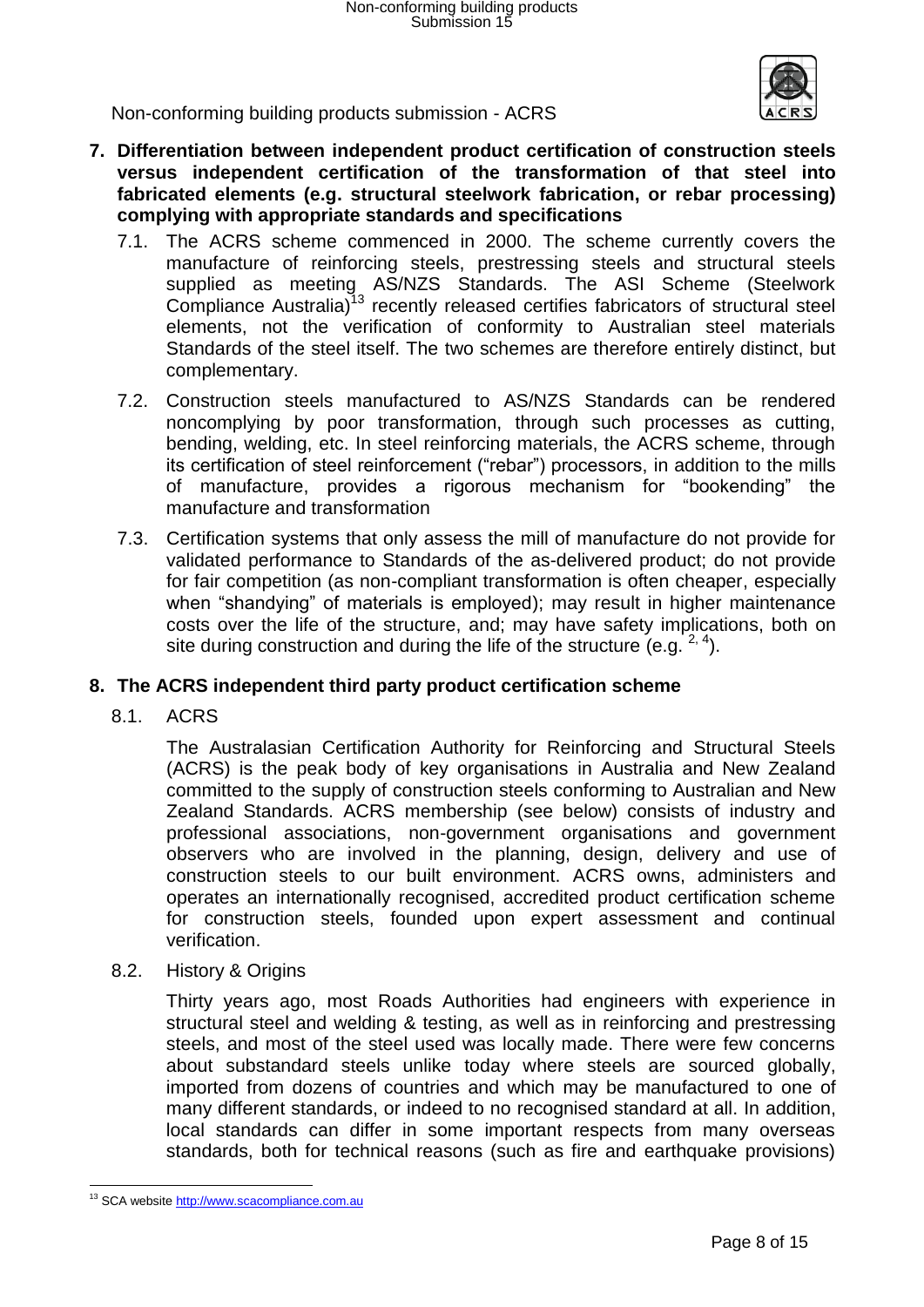## 7. Differentiation between independent product certification of construction steels versus independent certification of the transformation of that steel into fabricated elements (e.g. structural steelwork fabrication, or rebar processing) complying with appropriate standards and specifications

7.1. The ACRS scheme commenced in 2000. The scheme currently covers the manufacture of reinforcing steels, prestressing steels and structural steels supplied as meeting AS/NZS Standards. The ASI Scheme (Steelwork Compliance Australia)[13] recently released certifies fabricators of structural steel elements, not the verification of conformity to Australian steel materials Standards of the steel itself. The two schemes are therefore entirely distinct, but complementary.

7.2. Construction steels manufactured to AS/NZS Standards can be rendered noncomplying by poor transformation, through such processes as cutting, bending, welding, etc. In steel reinforcing materials, the ACRS scheme, through its certification of steel reinforcement ("rebar") processors, in addition to the mills of manufacture, provides a rigorous mechanism for "bookending" the manufacture and transformation

7.3. Certification systems that only assess the mill of manufacture do not provide for validated performance to Standards of the as-delivered product; do not provide for fair competition (as non-compliant transformation is often cheaper, especially when "shandying" of materials is employed); may result in higher maintenance costs over the life of the structure, and; may have safety implications, both on site during construction and during the life of the structure (e.g. [2, 4]).

## 8. The ACRS independent third party product certification scheme

### 8.1. ACRS

The Australasian Certification Authority for Reinforcing and Structural Steels (ACRS) is the peak body of key organisations in Australia and New Zealand committed to the supply of construction steels conforming to Australian and New Zealand Standards. ACRS membership (see below) consists of industry and professional associations, non-government organisations and government observers who are involved in the planning, design, delivery and use of construction steels to our built environment. ACRS owns, administers and operates an internationally recognised, accredited product certification scheme for construction steels, founded upon expert assessment and continual verification.

### 8.2. History & Origins

Thirty years ago, most Roads Authorities had engineers with experience in structural steel and welding & testing, as well as in reinforcing and prestressing steels, and most of the steel used was locally made. There were few concerns about substandard steels unlike today where steels are sourced globally, imported from dozens of countries and which may be manufactured to one of many different standards, or indeed to no recognised standard at all. In addition, local standards can differ in some important respects from many overseas standards, both for technical reasons (such as fire and earthquake provisions)

---

[13] SCA website http://www.scacompliance.com.au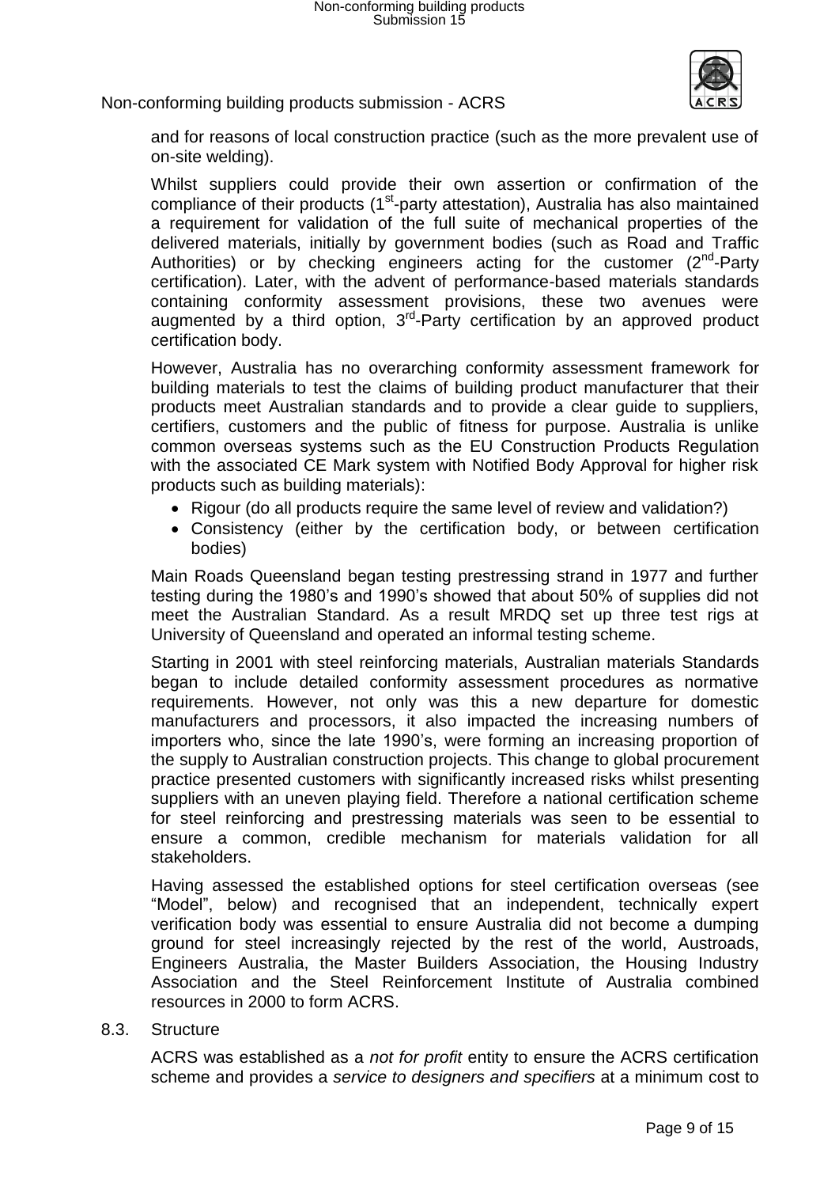and for reasons of local construction practice (such as the more prevalent use of on-site welding).

Whilst suppliers could provide their own assertion or confirmation of the compliance of their products (1st-party attestation), Australia has also maintained a requirement for validation of the full suite of mechanical properties of the delivered materials, initially by government bodies (such as Road and Traffic Authorities) or by checking engineers acting for the customer (2nd-Party certification). Later, with the advent of performance-based materials standards containing conformity assessment provisions, these two avenues were augmented by a third option, 3rd-Party certification by an approved product certification body.

However, Australia has no overarching conformity assessment framework for building materials to test the claims of building product manufacturer that their products meet Australian standards and to provide a clear guide to suppliers, certifiers, customers and the public of fitness for purpose. Australia is unlike common overseas systems such as the EU Construction Products Regulation with the associated CE Mark system with Notified Body Approval for higher risk products such as building materials):

- Rigour (do all products require the same level of review and validation?)
- Consistency (either by the certification body, or between certification bodies)

Main Roads Queensland began testing prestressing strand in 1977 and further testing during the 1980's and 1990's showed that about 50% of supplies did not meet the Australian Standard. As a result MRDQ set up three test rigs at University of Queensland and operated an informal testing scheme.

Starting in 2001 with steel reinforcing materials, Australian materials Standards began to include detailed conformity assessment procedures as normative requirements. However, not only was this a new departure for domestic manufacturers and processors, it also impacted the increasing numbers of importers who, since the late 1990's, were forming an increasing proportion of the supply to Australian construction projects. This change to global procurement practice presented customers with significantly increased risks whilst presenting suppliers with an uneven playing field. Therefore a national certification scheme for steel reinforcing and prestressing materials was seen to be essential to ensure a common, credible mechanism for materials validation for all stakeholders.

Having assessed the established options for steel certification overseas (see "Model", below) and recognised that an independent, technically expert verification body was essential to ensure Australia did not become a dumping ground for steel increasingly rejected by the rest of the world, Austroads, Engineers Australia, the Master Builders Association, the Housing Industry Association and the Steel Reinforcement Institute of Australia combined resources in 2000 to form ACRS.

## 8.3. Structure

ACRS was established as a *not for profit* entity to ensure the ACRS certification scheme and provides a *service to designers and specifiers* at a minimum cost to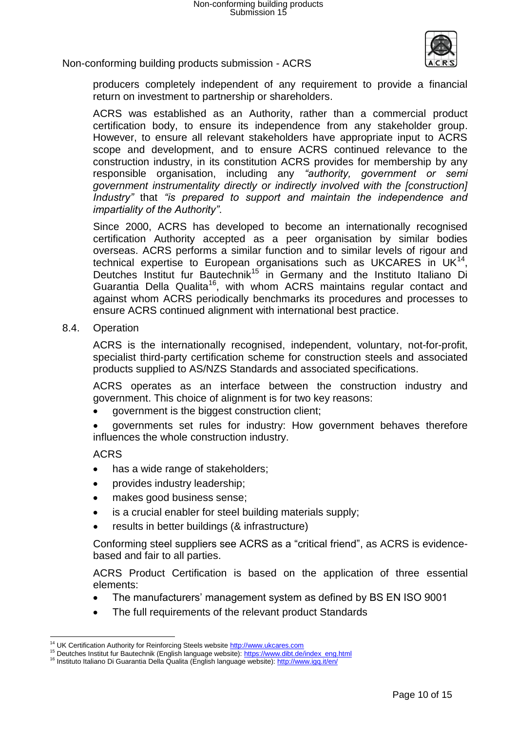producers completely independent of any requirement to provide a financial return on investment to partnership or shareholders.

ACRS was established as an Authority, rather than a commercial product certification body, to ensure its independence from any stakeholder group. However, to ensure all relevant stakeholders have appropriate input to ACRS scope and development, and to ensure ACRS continued relevance to the construction industry, in its constitution ACRS provides for membership by any responsible organisation, including any *"authority, government or semi government instrumentality directly or indirectly involved with the [construction] Industry"* that *"is prepared to support and maintain the independence and impartiality of the Authority"*.

Since 2000, ACRS has developed to become an internationally recognised certification Authority accepted as a peer organisation by similar bodies overseas. ACRS performs a similar function and to similar levels of rigour and technical expertise to European organisations such as UKCARES in UK[14], Deutches Institut fur Bautechnik[15] in Germany and the Instituto Italiano Di Guarantia Della Qualita[16], with whom ACRS maintains regular contact and against whom ACRS periodically benchmarks its procedures and processes to ensure ACRS continued alignment with international best practice.

## 8.4. Operation

ACRS is the internationally recognised, independent, voluntary, not-for-profit, specialist third-party certification scheme for construction steels and associated products supplied to AS/NZS Standards and associated specifications.

ACRS operates as an interface between the construction industry and government. This choice of alignment is for two key reasons:

- government is the biggest construction client;
- governments set rules for industry: How government behaves therefore influences the whole construction industry.

ACRS

- has a wide range of stakeholders;
- provides industry leadership;
- makes good business sense;
- is a crucial enabler for steel building materials supply;
- results in better buildings (& infrastructure)

Conforming steel suppliers see ACRS as a "critical friend", as ACRS is evidence-based and fair to all parties.

ACRS Product Certification is based on the application of three essential elements:

- The manufacturers' management system as defined by BS EN ISO 9001
- The full requirements of the relevant product Standards

---

[14] UK Certification Authority for Reinforcing Steels website http://www.ukcares.com

[15] Deutches Institut fur Bautechnik (English language website): https://www.dibt.de/index_eng.html

[16] Instituto Italiano Di Guarantia Della Qualita (English language website): http://www.igq.it/en/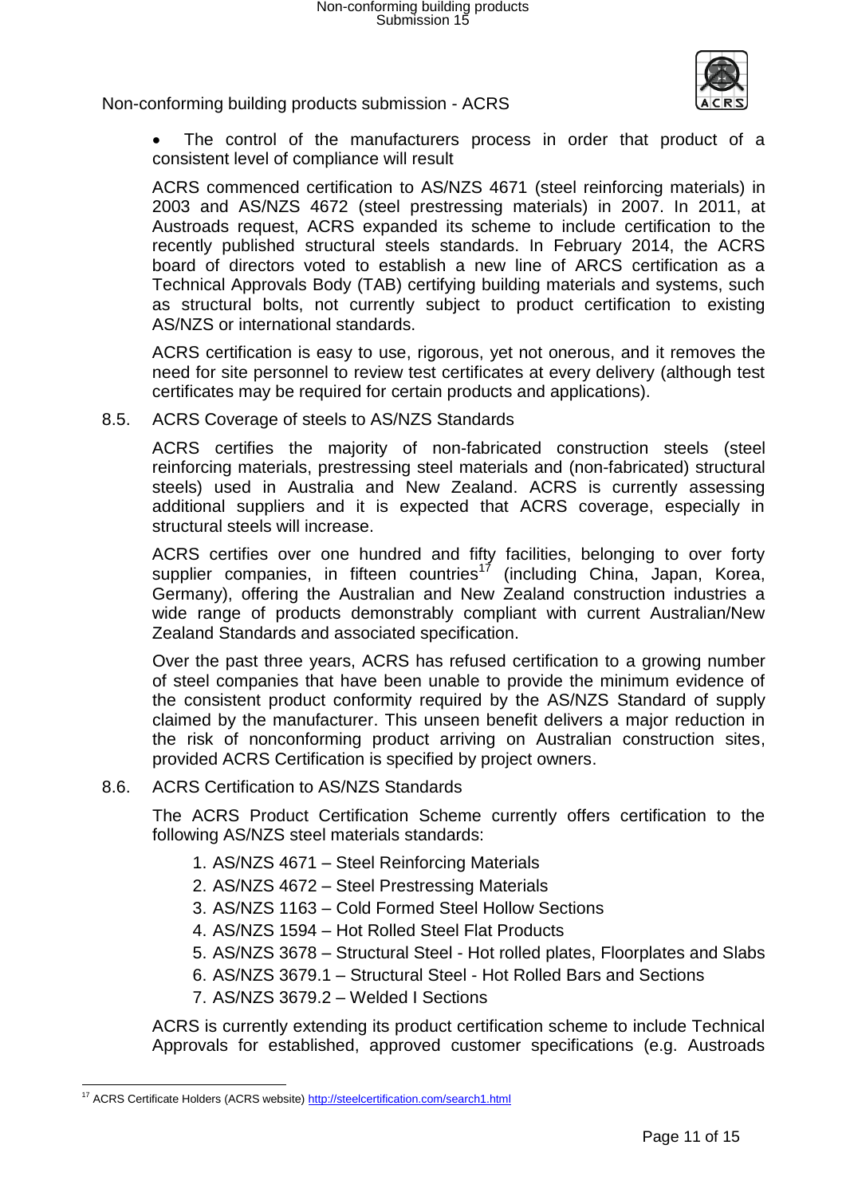- The control of the manufacturers process in order that product of a consistent level of compliance will result

ACRS commenced certification to AS/NZS 4671 (steel reinforcing materials) in 2003 and AS/NZS 4672 (steel prestressing materials) in 2007. In 2011, at Austroads request, ACRS expanded its scheme to include certification to the recently published structural steels standards. In February 2014, the ACRS board of directors voted to establish a new line of ARCS certification as a Technical Approvals Body (TAB) certifying building materials and systems, such as structural bolts, not currently subject to product certification to existing AS/NZS or international standards.

ACRS certification is easy to use, rigorous, yet not onerous, and it removes the need for site personnel to review test certificates at every delivery (although test certificates may be required for certain products and applications).

## 8.5. ACRS Coverage of steels to AS/NZS Standards

ACRS certifies the majority of non-fabricated construction steels (steel reinforcing materials, prestressing steel materials and (non-fabricated) structural steels) used in Australia and New Zealand. ACRS is currently assessing additional suppliers and it is expected that ACRS coverage, especially in structural steels will increase.

ACRS certifies over one hundred and fifty facilities, belonging to over forty supplier companies, in fifteen countries[17] (including China, Japan, Korea, Germany), offering the Australian and New Zealand construction industries a wide range of products demonstrably compliant with current Australian/New Zealand Standards and associated specification.

Over the past three years, ACRS has refused certification to a growing number of steel companies that have been unable to provide the minimum evidence of the consistent product conformity required by the AS/NZS Standard of supply claimed by the manufacturer. This unseen benefit delivers a major reduction in the risk of nonconforming product arriving on Australian construction sites, provided ACRS Certification is specified by project owners.

## 8.6. ACRS Certification to AS/NZS Standards

The ACRS Product Certification Scheme currently offers certification to the following AS/NZS steel materials standards:

1. AS/NZS 4671 – Steel Reinforcing Materials
2. AS/NZS 4672 – Steel Prestressing Materials
3. AS/NZS 1163 – Cold Formed Steel Hollow Sections
4. AS/NZS 1594 – Hot Rolled Steel Flat Products
5. AS/NZS 3678 – Structural Steel - Hot rolled plates, Floorplates and Slabs
6. AS/NZS 3679.1 – Structural Steel - Hot Rolled Bars and Sections
7. AS/NZS 3679.2 – Welded I Sections

ACRS is currently extending its product certification scheme to include Technical Approvals for established, approved customer specifications (e.g. Austroads

[17] ACRS Certificate Holders (ACRS website) http://steelcertification.com/search1.html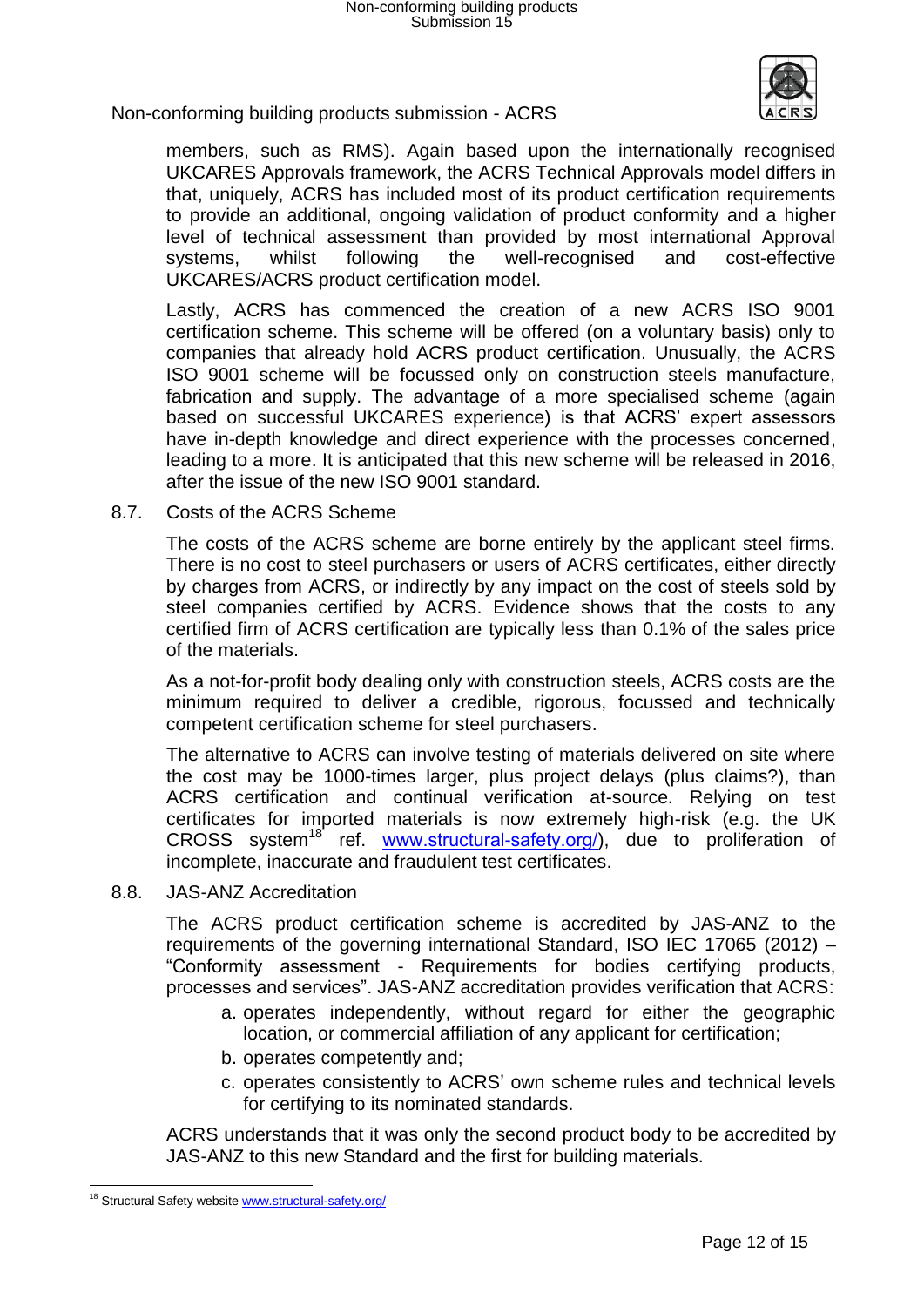members, such as RMS). Again based upon the internationally recognised UKCARES Approvals framework, the ACRS Technical Approvals model differs in that, uniquely, ACRS has included most of its product certification requirements to provide an additional, ongoing validation of product conformity and a higher level of technical assessment than provided by most international Approval systems, whilst following the well-recognised and cost-effective UKCARES/ACRS product certification model.

Lastly, ACRS has commenced the creation of a new ACRS ISO 9001 certification scheme. This scheme will be offered (on a voluntary basis) only to companies that already hold ACRS product certification. Unusually, the ACRS ISO 9001 scheme will be focussed only on construction steels manufacture, fabrication and supply. The advantage of a more specialised scheme (again based on successful UKCARES experience) is that ACRS' expert assessors have in-depth knowledge and direct experience with the processes concerned, leading to a more. It is anticipated that this new scheme will be released in 2016, after the issue of the new ISO 9001 standard.

8.7. Costs of the ACRS Scheme

The costs of the ACRS scheme are borne entirely by the applicant steel firms. There is no cost to steel purchasers or users of ACRS certificates, either directly by charges from ACRS, or indirectly by any impact on the cost of steels sold by steel companies certified by ACRS. Evidence shows that the costs to any certified firm of ACRS certification are typically less than 0.1% of the sales price of the materials.

As a not-for-profit body dealing only with construction steels, ACRS costs are the minimum required to deliver a credible, rigorous, focussed and technically competent certification scheme for steel purchasers.

The alternative to ACRS can involve testing of materials delivered on site where the cost may be 1000-times larger, plus project delays (plus claims?), than ACRS certification and continual verification at-source. Relying on test certificates for imported materials is now extremely high-risk (e.g. the UK CROSS system[18] ref. www.structural-safety.org/), due to proliferation of incomplete, inaccurate and fraudulent test certificates.

8.8. JAS-ANZ Accreditation

The ACRS product certification scheme is accredited by JAS-ANZ to the requirements of the governing international Standard, ISO IEC 17065 (2012) – "Conformity assessment - Requirements for bodies certifying products, processes and services". JAS-ANZ accreditation provides verification that ACRS:

a. operates independently, without regard for either the geographic location, or commercial affiliation of any applicant for certification;
b. operates competently and;
c. operates consistently to ACRS' own scheme rules and technical levels for certifying to its nominated standards.

ACRS understands that it was only the second product body to be accredited by JAS-ANZ to this new Standard and the first for building materials.

[18] Structural Safety website www.structural-safety.org/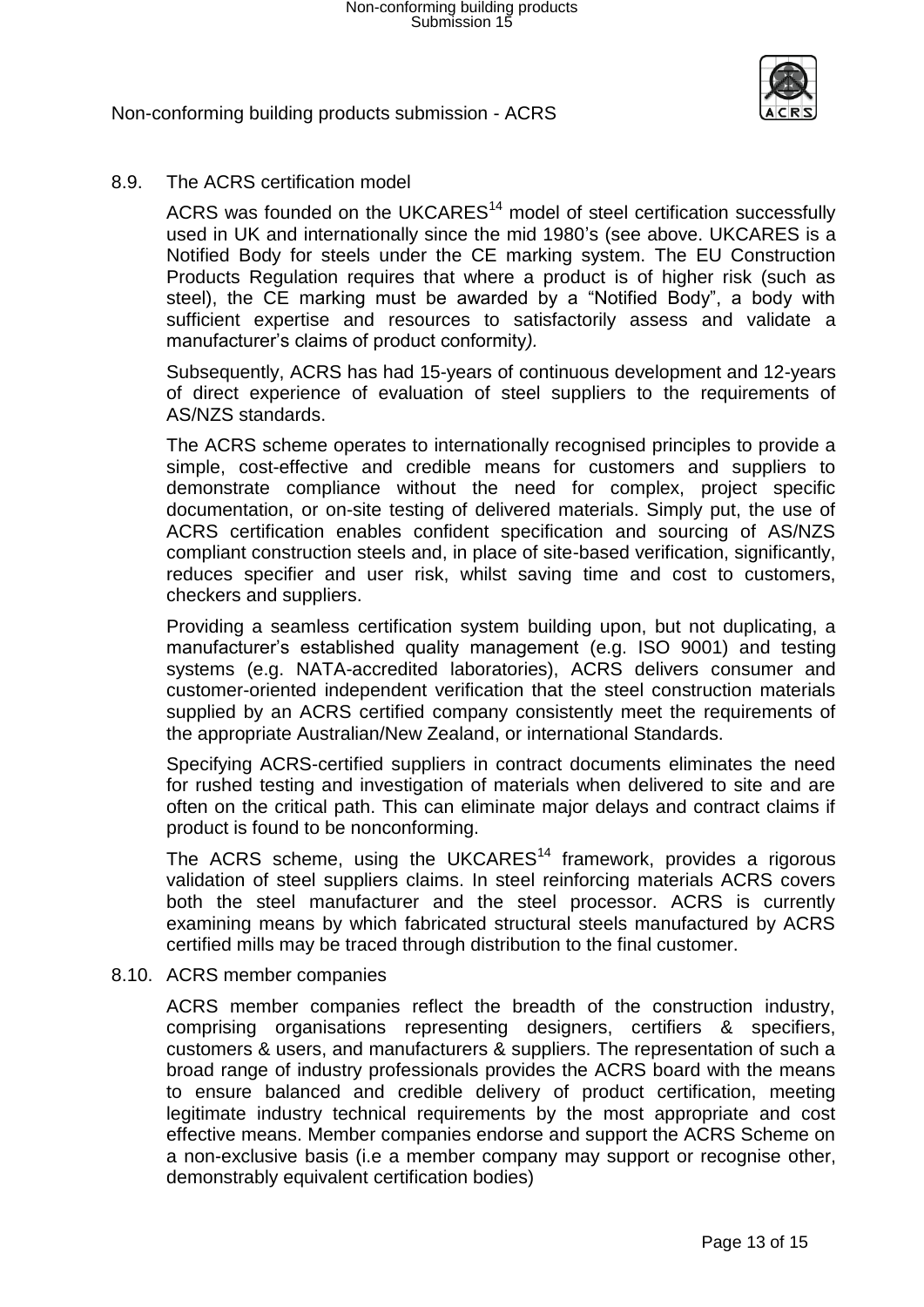8.9. The ACRS certification model

ACRS was founded on the UKCARES[14] model of steel certification successfully used in UK and internationally since the mid 1980's (see above. UKCARES is a Notified Body for steels under the CE marking system. The EU Construction Products Regulation requires that where a product is of higher risk (such as steel), the CE marking must be awarded by a "Notified Body", a body with sufficient expertise and resources to satisfactorily assess and validate a manufacturer's claims of product conformity*).*

Subsequently, ACRS has had 15-years of continuous development and 12-years of direct experience of evaluation of steel suppliers to the requirements of AS/NZS standards.

The ACRS scheme operates to internationally recognised principles to provide a simple, cost-effective and credible means for customers and suppliers to demonstrate compliance without the need for complex, project specific documentation, or on-site testing of delivered materials. Simply put, the use of ACRS certification enables confident specification and sourcing of AS/NZS compliant construction steels and, in place of site-based verification, significantly, reduces specifier and user risk, whilst saving time and cost to customers, checkers and suppliers.

Providing a seamless certification system building upon, but not duplicating, a manufacturer's established quality management (e.g. ISO 9001) and testing systems (e.g. NATA-accredited laboratories), ACRS delivers consumer and customer-oriented independent verification that the steel construction materials supplied by an ACRS certified company consistently meet the requirements of the appropriate Australian/New Zealand, or international Standards.

Specifying ACRS-certified suppliers in contract documents eliminates the need for rushed testing and investigation of materials when delivered to site and are often on the critical path. This can eliminate major delays and contract claims if product is found to be nonconforming.

The ACRS scheme, using the UKCARES[14] framework, provides a rigorous validation of steel suppliers claims. In steel reinforcing materials ACRS covers both the steel manufacturer and the steel processor. ACRS is currently examining means by which fabricated structural steels manufactured by ACRS certified mills may be traced through distribution to the final customer.

8.10. ACRS member companies

ACRS member companies reflect the breadth of the construction industry, comprising organisations representing designers, certifiers & specifiers, customers & users, and manufacturers & suppliers. The representation of such a broad range of industry professionals provides the ACRS board with the means to ensure balanced and credible delivery of product certification, meeting legitimate industry technical requirements by the most appropriate and cost effective means. Member companies endorse and support the ACRS Scheme on a non-exclusive basis (i.e a member company may support or recognise other, demonstrably equivalent certification bodies)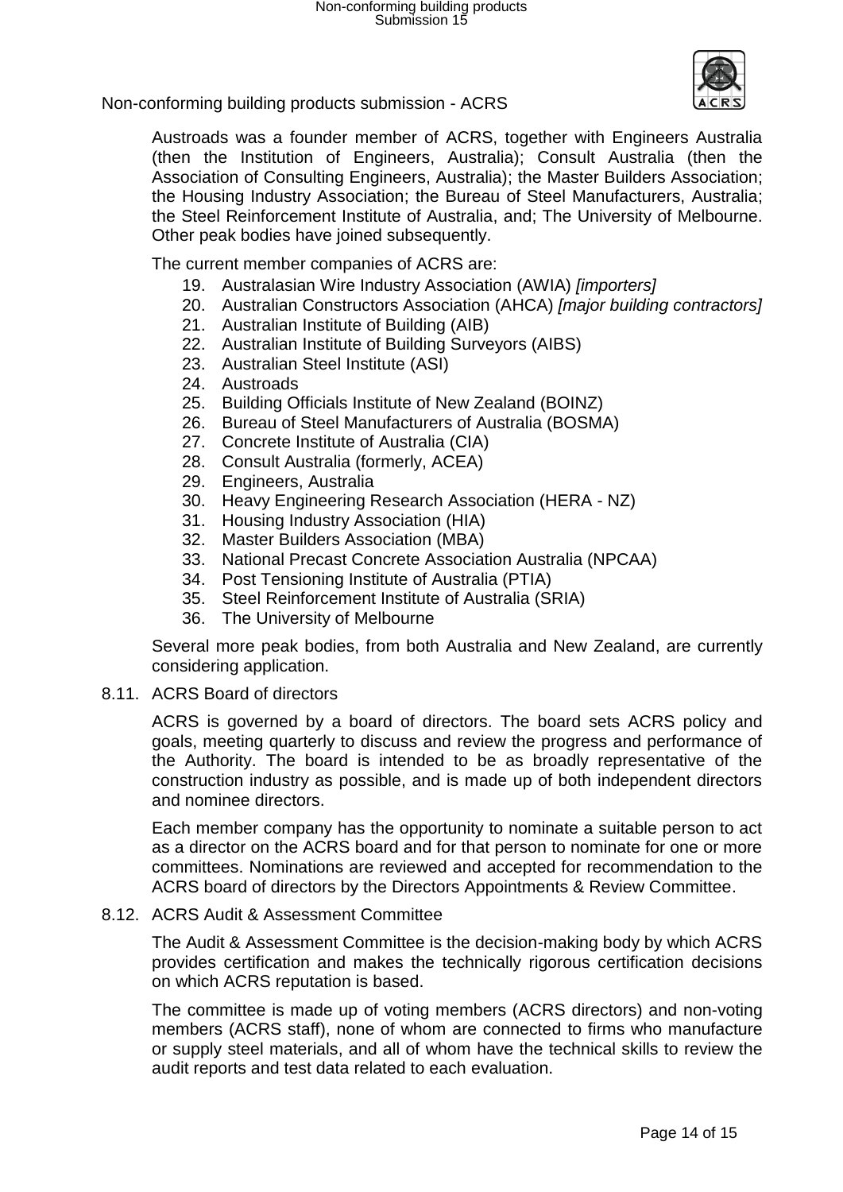Non-conforming building products submission - ACRS

Austroads was a founder member of ACRS, together with Engineers Australia (then the Institution of Engineers, Australia); Consult Australia (then the Association of Consulting Engineers, Australia); the Master Builders Association; the Housing Industry Association; the Bureau of Steel Manufacturers, Australia; the Steel Reinforcement Institute of Australia, and; The University of Melbourne. Other peak bodies have joined subsequently.

The current member companies of ACRS are:

19. Australasian Wire Industry Association (AWIA) *[importers]*
20. Australian Constructors Association (AHCA) *[major building contractors]*
21. Australian Institute of Building (AIB)
22. Australian Institute of Building Surveyors (AIBS)
23. Australian Steel Institute (ASI)
24. Austroads
25. Building Officials Institute of New Zealand (BOINZ)
26. Bureau of Steel Manufacturers of Australia (BOSMA)
27. Concrete Institute of Australia (CIA)
28. Consult Australia (formerly, ACEA)
29. Engineers, Australia
30. Heavy Engineering Research Association (HERA - NZ)
31. Housing Industry Association (HIA)
32. Master Builders Association (MBA)
33. National Precast Concrete Association Australia (NPCAA)
34. Post Tensioning Institute of Australia (PTIA)
35. Steel Reinforcement Institute of Australia (SRIA)
36. The University of Melbourne

Several more peak bodies, from both Australia and New Zealand, are currently considering application.

8.11. ACRS Board of directors

ACRS is governed by a board of directors. The board sets ACRS policy and goals, meeting quarterly to discuss and review the progress and performance of the Authority. The board is intended to be as broadly representative of the construction industry as possible, and is made up of both independent directors and nominee directors.

Each member company has the opportunity to nominate a suitable person to act as a director on the ACRS board and for that person to nominate for one or more committees. Nominations are reviewed and accepted for recommendation to the ACRS board of directors by the Directors Appointments & Review Committee.

8.12. ACRS Audit & Assessment Committee

The Audit & Assessment Committee is the decision-making body by which ACRS provides certification and makes the technically rigorous certification decisions on which ACRS reputation is based.

The committee is made up of voting members (ACRS directors) and non-voting members (ACRS staff), none of whom are connected to firms who manufacture or supply steel materials, and all of whom have the technical skills to review the audit reports and test data related to each evaluation.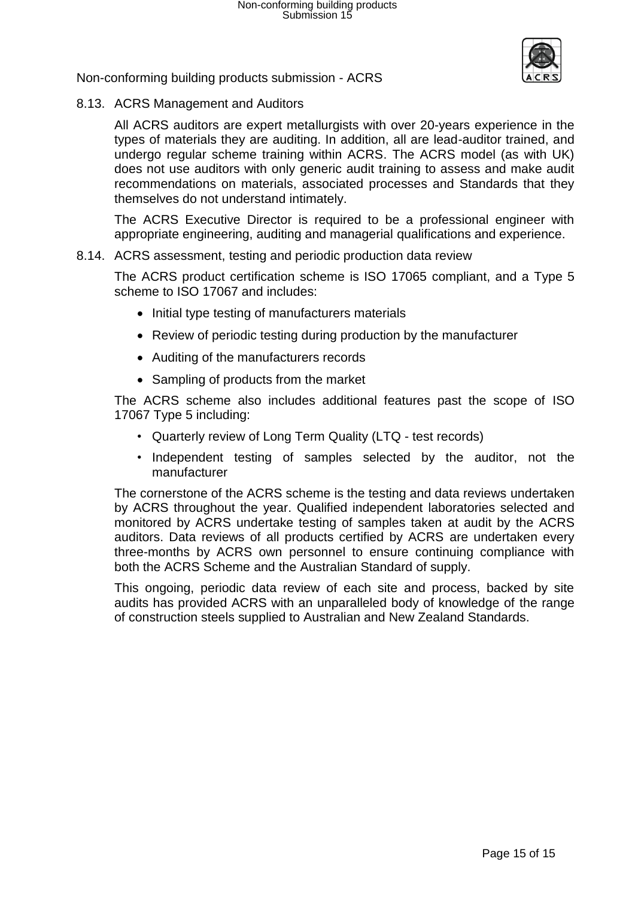### 8.13. ACRS Management and Auditors

All ACRS auditors are expert metallurgists with over 20-years experience in the types of materials they are auditing. In addition, all are lead-auditor trained, and undergo regular scheme training within ACRS. The ACRS model (as with UK) does not use auditors with only generic audit training to assess and make audit recommendations on materials, associated processes and Standards that they themselves do not understand intimately.

The ACRS Executive Director is required to be a professional engineer with appropriate engineering, auditing and managerial qualifications and experience.

### 8.14. ACRS assessment, testing and periodic production data review

The ACRS product certification scheme is ISO 17065 compliant, and a Type 5 scheme to ISO 17067 and includes:

- Initial type testing of manufacturers materials
- Review of periodic testing during production by the manufacturer
- Auditing of the manufacturers records
- Sampling of products from the market

The ACRS scheme also includes additional features past the scope of ISO 17067 Type 5 including:

- Quarterly review of Long Term Quality (LTQ - test records)
- Independent testing of samples selected by the auditor, not the manufacturer

The cornerstone of the ACRS scheme is the testing and data reviews undertaken by ACRS throughout the year. Qualified independent laboratories selected and monitored by ACRS undertake testing of samples taken at audit by the ACRS auditors. Data reviews of all products certified by ACRS are undertaken every three-months by ACRS own personnel to ensure continuing compliance with both the ACRS Scheme and the Australian Standard of supply.

This ongoing, periodic data review of each site and process, backed by site audits has provided ACRS with an unparalleled body of knowledge of the range of construction steels supplied to Australian and New Zealand Standards.